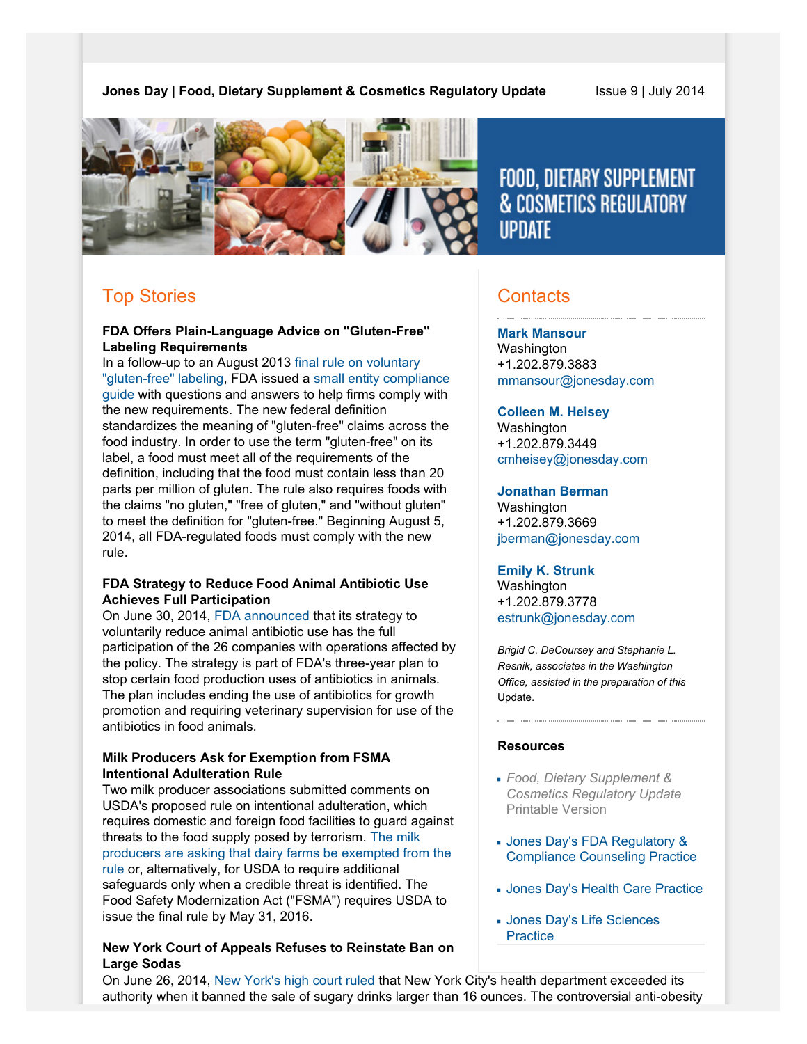**Jones Day | Food, Dietary Supplement & Cosmetics Regulatory Update** Issue 9 | July 2014

# FOOD, DIETARY SUPPLEMENT & COSMETICS REGULATORY UPDATE

## Top Stories

**FDA Offers Plain-Language Advice on "Gluten-Free" Labeling Requirements**
In a follow-up to an August 2013 final rule on voluntary "gluten-free" labeling, FDA issued a small entity compliance guide with questions and answers to help firms comply with the new requirements. The new federal definition standardizes the meaning of "gluten-free" claims across the food industry. In order to use the term "gluten-free" on its label, a food must meet all of the requirements of the definition, including that the food must contain less than 20 parts per million of gluten. The rule also requires foods with the claims "no gluten," "free of gluten," and "without gluten" to meet the definition for "gluten-free." Beginning August 5, 2014, all FDA-regulated foods must comply with the new rule.

**FDA Strategy to Reduce Food Animal Antibiotic Use Achieves Full Participation**
On June 30, 2014, FDA announced that its strategy to voluntarily reduce animal antibiotic use has the full participation of the 26 companies with operations affected by the policy. The strategy is part of FDA's three-year plan to stop certain food production uses of antibiotics in animals. The plan includes ending the use of antibiotics for growth promotion and requiring veterinary supervision for use of the antibiotics in food animals.

**Milk Producers Ask for Exemption from FSMA Intentional Adulteration Rule**
Two milk producer associations submitted comments on USDA's proposed rule on intentional adulteration, which requires domestic and foreign food facilities to guard against threats to the food supply posed by terrorism. The milk producers are asking that dairy farms be exempted from the rule or, alternatively, for USDA to require additional safeguards only when a credible threat is identified. The Food Safety Modernization Act ("FSMA") requires USDA to issue the final rule by May 31, 2016.

**New York Court of Appeals Refuses to Reinstate Ban on Large Sodas**
On June 26, 2014, New York's high court ruled that New York City's health department exceeded its authority when it banned the sale of sugary drinks larger than 16 ounces. The controversial anti-obesity

## Contacts

**Mark Mansour**
Washington
+1.202.879.3883
mmansour@jonesday.com

**Colleen M. Heisey**
Washington
+1.202.879.3449
cmheisey@jonesday.com

**Jonathan Berman**
Washington
+1.202.879.3669
jberman@jonesday.com

**Emily K. Strunk**
Washington
+1.202.879.3778
estrunk@jonesday.com

*Brigid C. DeCoursey and Stephanie L. Resnik, associates in the Washington Office, assisted in the preparation of this* Update.

### Resources

- *Food, Dietary Supplement & Cosmetics Regulatory Update* Printable Version
- Jones Day's FDA Regulatory & Compliance Counseling Practice
- Jones Day's Health Care Practice
- Jones Day's Life Sciences Practice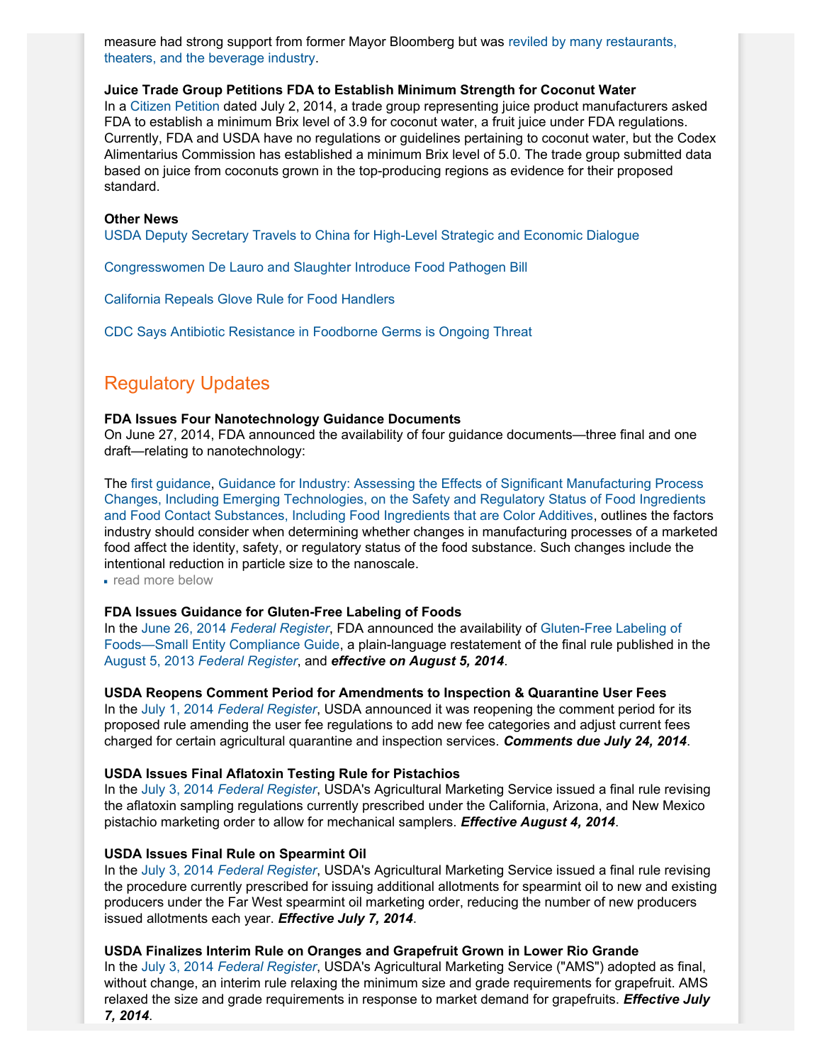measure had strong support from former Mayor Bloomberg but was reviled by many restaurants, theaters, and the beverage industry.

**Juice Trade Group Petitions FDA to Establish Minimum Strength for Coconut Water**
In a Citizen Petition dated July 2, 2014, a trade group representing juice product manufacturers asked FDA to establish a minimum Brix level of 3.9 for coconut water, a fruit juice under FDA regulations. Currently, FDA and USDA have no regulations or guidelines pertaining to coconut water, but the Codex Alimentarius Commission has established a minimum Brix level of 5.0. The trade group submitted data based on juice from coconuts grown in the top-producing regions as evidence for their proposed standard.

**Other News**

USDA Deputy Secretary Travels to China for High-Level Strategic and Economic Dialogue

Congresswomen De Lauro and Slaughter Introduce Food Pathogen Bill

California Repeals Glove Rule for Food Handlers

CDC Says Antibiotic Resistance in Foodborne Germs is Ongoing Threat

## Regulatory Updates

**FDA Issues Four Nanotechnology Guidance Documents**
On June 27, 2014, FDA announced the availability of four guidance documents—three final and one draft—relating to nanotechnology:

The first guidance, Guidance for Industry: Assessing the Effects of Significant Manufacturing Process Changes, Including Emerging Technologies, on the Safety and Regulatory Status of Food Ingredients and Food Contact Substances, Including Food Ingredients that are Color Additives, outlines the factors industry should consider when determining whether changes in manufacturing processes of a marketed food affect the identity, safety, or regulatory status of the food substance. Such changes include the intentional reduction in particle size to the nanoscale.

- read more below

**FDA Issues Guidance for Gluten-Free Labeling of Foods**
In the June 26, 2014 *Federal Register*, FDA announced the availability of Gluten-Free Labeling of Foods—Small Entity Compliance Guide, a plain-language restatement of the final rule published in the August 5, 2013 *Federal Register*, and ***effective on August 5, 2014***.

**USDA Reopens Comment Period for Amendments to Inspection & Quarantine User Fees**
In the July 1, 2014 *Federal Register*, USDA announced it was reopening the comment period for its proposed rule amending the user fee regulations to add new fee categories and adjust current fees charged for certain agricultural quarantine and inspection services. ***Comments due July 24, 2014***.

**USDA Issues Final Aflatoxin Testing Rule for Pistachios**
In the July 3, 2014 *Federal Register*, USDA's Agricultural Marketing Service issued a final rule revising the aflatoxin sampling regulations currently prescribed under the California, Arizona, and New Mexico pistachio marketing order to allow for mechanical samplers. ***Effective August 4, 2014***.

**USDA Issues Final Rule on Spearmint Oil**
In the July 3, 2014 *Federal Register*, USDA's Agricultural Marketing Service issued a final rule revising the procedure currently prescribed for issuing additional allotments for spearmint oil to new and existing producers under the Far West spearmint oil marketing order, reducing the number of new producers issued allotments each year. ***Effective July 7, 2014***.

**USDA Finalizes Interim Rule on Oranges and Grapefruit Grown in Lower Rio Grande**
In the July 3, 2014 *Federal Register*, USDA's Agricultural Marketing Service ("AMS") adopted as final, without change, an interim rule relaxing the minimum size and grade requirements for grapefruit. AMS relaxed the size and grade requirements in response to market demand for grapefruits. ***Effective July 7, 2014***.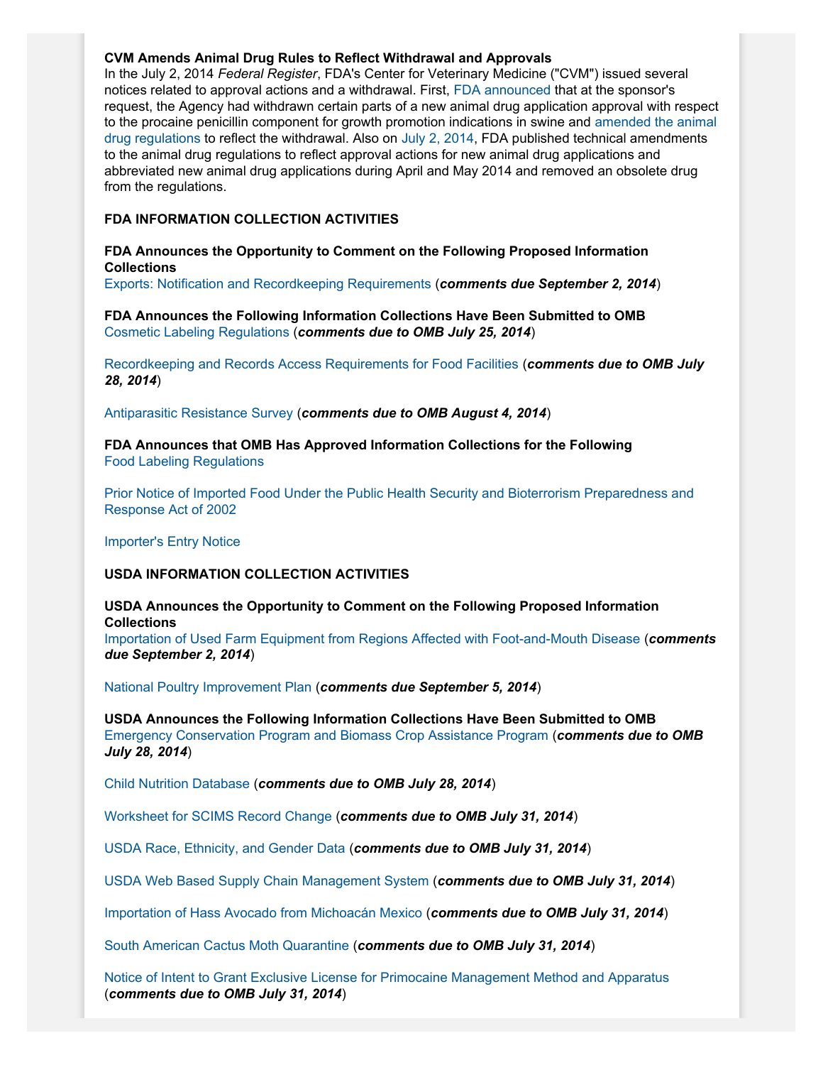**CVM Amends Animal Drug Rules to Reflect Withdrawal and Approvals**

In the July 2, 2014 *Federal Register*, FDA's Center for Veterinary Medicine ("CVM") issued several notices related to approval actions and a withdrawal. First, FDA announced that at the sponsor's request, the Agency had withdrawn certain parts of a new animal drug application approval with respect to the procaine penicillin component for growth promotion indications in swine and amended the animal drug regulations to reflect the withdrawal. Also on July 2, 2014, FDA published technical amendments to the animal drug regulations to reflect approval actions for new animal drug applications and abbreviated new animal drug applications during April and May 2014 and removed an obsolete drug from the regulations.

## FDA INFORMATION COLLECTION ACTIVITIES

**FDA Announces the Opportunity to Comment on the Following Proposed Information Collections**

Exports: Notification and Recordkeeping Requirements (***comments due September 2, 2014***)

**FDA Announces the Following Information Collections Have Been Submitted to OMB**

Cosmetic Labeling Regulations (***comments due to OMB July 25, 2014***)

Recordkeeping and Records Access Requirements for Food Facilities (***comments due to OMB July 28, 2014***)

Antiparasitic Resistance Survey (***comments due to OMB August 4, 2014***)

**FDA Announces that OMB Has Approved Information Collections for the Following**

Food Labeling Regulations

Prior Notice of Imported Food Under the Public Health Security and Bioterrorism Preparedness and Response Act of 2002

Importer's Entry Notice

## USDA INFORMATION COLLECTION ACTIVITIES

**USDA Announces the Opportunity to Comment on the Following Proposed Information Collections**

Importation of Used Farm Equipment from Regions Affected with Foot-and-Mouth Disease (***comments due September 2, 2014***)

National Poultry Improvement Plan (***comments due September 5, 2014***)

**USDA Announces the Following Information Collections Have Been Submitted to OMB**

Emergency Conservation Program and Biomass Crop Assistance Program (***comments due to OMB July 28, 2014***)

Child Nutrition Database (***comments due to OMB July 28, 2014***)

Worksheet for SCIMS Record Change (***comments due to OMB July 31, 2014***)

USDA Race, Ethnicity, and Gender Data (***comments due to OMB July 31, 2014***)

USDA Web Based Supply Chain Management System (***comments due to OMB July 31, 2014***)

Importation of Hass Avocado from Michoacán Mexico (***comments due to OMB July 31, 2014***)

South American Cactus Moth Quarantine (***comments due to OMB July 31, 2014***)

Notice of Intent to Grant Exclusive License for Primocaine Management Method and Apparatus (***comments due to OMB July 31, 2014***)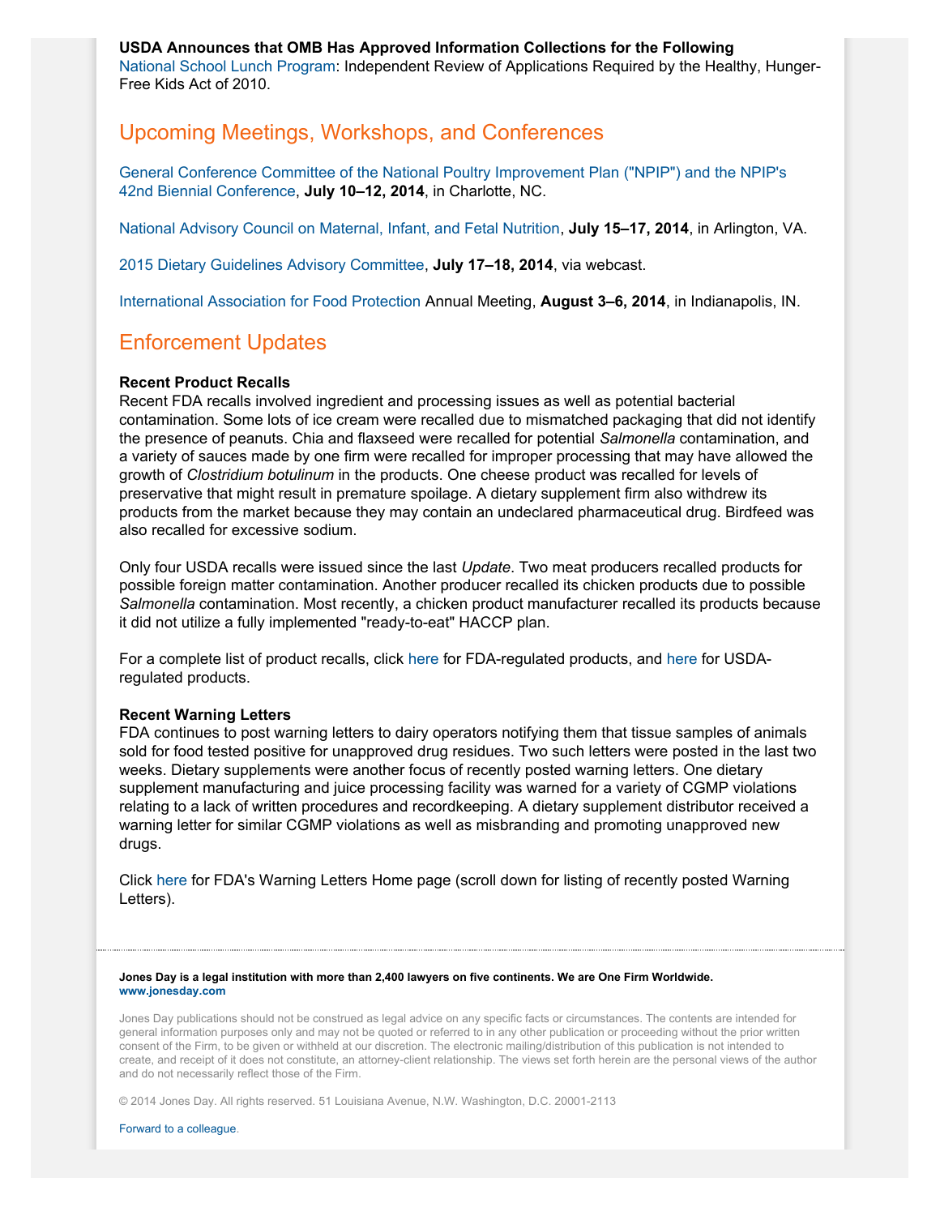**USDA Announces that OMB Has Approved Information Collections for the Following**
National School Lunch Program: Independent Review of Applications Required by the Healthy, Hunger-Free Kids Act of 2010.

## Upcoming Meetings, Workshops, and Conferences

General Conference Committee of the National Poultry Improvement Plan ("NPIP") and the NPIP's 42nd Biennial Conference, **July 10–12, 2014**, in Charlotte, NC.

National Advisory Council on Maternal, Infant, and Fetal Nutrition, **July 15–17, 2014**, in Arlington, VA.

2015 Dietary Guidelines Advisory Committee, **July 17–18, 2014**, via webcast.

International Association for Food Protection Annual Meeting, **August 3–6, 2014**, in Indianapolis, IN.

## Enforcement Updates

**Recent Product Recalls**
Recent FDA recalls involved ingredient and processing issues as well as potential bacterial contamination. Some lots of ice cream were recalled due to mismatched packaging that did not identify the presence of peanuts. Chia and flaxseed were recalled for potential *Salmonella* contamination, and a variety of sauces made by one firm were recalled for improper processing that may have allowed the growth of *Clostridium botulinum* in the products. One cheese product was recalled for levels of preservative that might result in premature spoilage. A dietary supplement firm also withdrew its products from the market because they may contain an undeclared pharmaceutical drug. Birdfeed was also recalled for excessive sodium.

Only four USDA recalls were issued since the last *Update*. Two meat producers recalled products for possible foreign matter contamination. Another producer recalled its chicken products due to possible *Salmonella* contamination. Most recently, a chicken product manufacturer recalled its products because it did not utilize a fully implemented "ready-to-eat" HACCP plan.

For a complete list of product recalls, click here for FDA-regulated products, and here for USDA-regulated products.

**Recent Warning Letters**
FDA continues to post warning letters to dairy operators notifying them that tissue samples of animals sold for food tested positive for unapproved drug residues. Two such letters were posted in the last two weeks. Dietary supplements were another focus of recently posted warning letters. One dietary supplement manufacturing and juice processing facility was warned for a variety of CGMP violations relating to a lack of written procedures and recordkeeping. A dietary supplement distributor received a warning letter for similar CGMP violations as well as misbranding and promoting unapproved new drugs.

Click here for FDA's Warning Letters Home page (scroll down for listing of recently posted Warning Letters).

---

**Jones Day is a legal institution with more than 2,400 lawyers on five continents. We are One Firm Worldwide.**
**www.jonesday.com**

Jones Day publications should not be construed as legal advice on any specific facts or circumstances. The contents are intended for general information purposes only and may not be quoted or referred to in any other publication or proceeding without the prior written consent of the Firm, to be given or withheld at our discretion. The electronic mailing/distribution of this publication is not intended to create, and receipt of it does not constitute, an attorney-client relationship. The views set forth herein are the personal views of the author and do not necessarily reflect those of the Firm.

© 2014 Jones Day. All rights reserved. 51 Louisiana Avenue, N.W. Washington, D.C. 20001-2113

Forward to a colleague.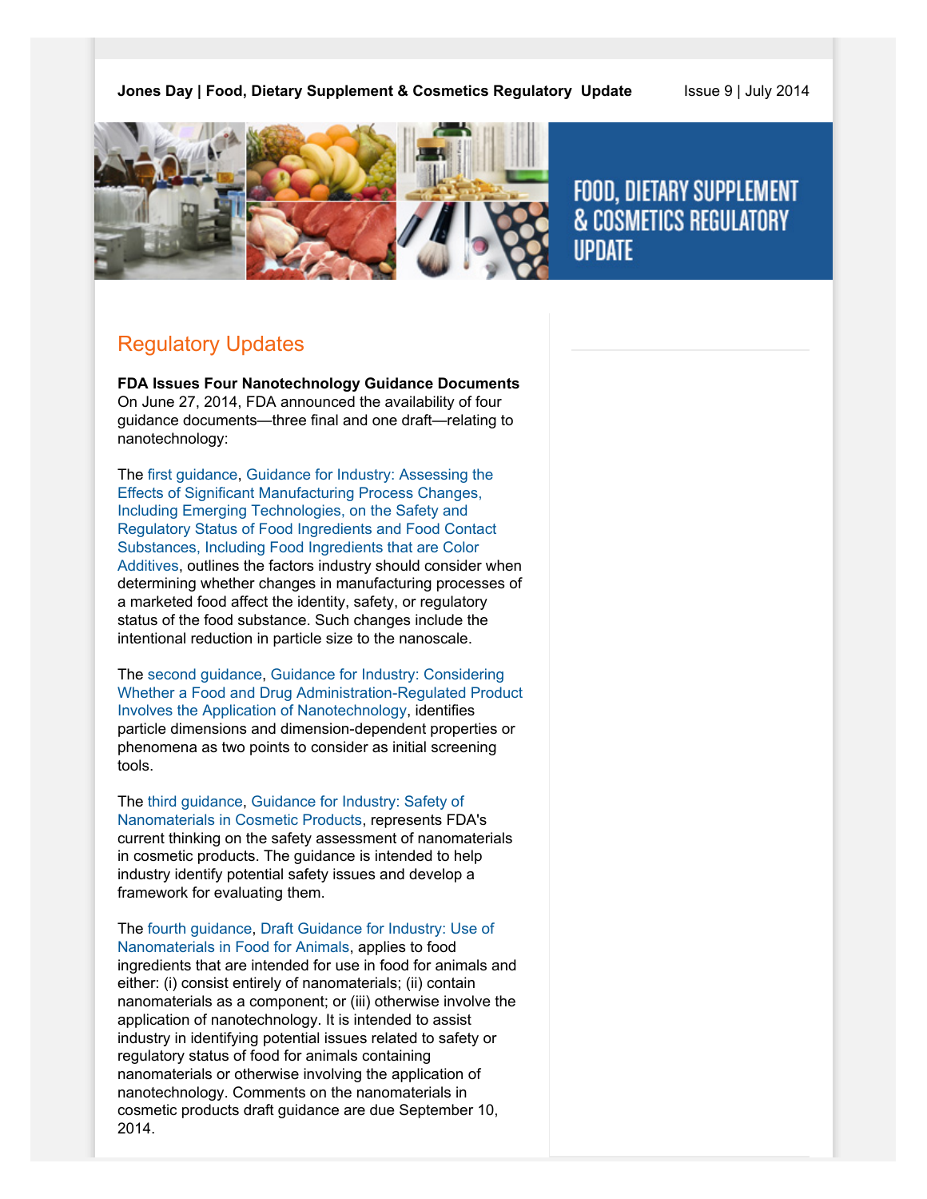Jones Day | Food, Dietary Supplement & Cosmetics Regulatory Update

Issue 9 | July 2014

FOOD, DIETARY SUPPLEMENT & COSMETICS REGULATORY UPDATE

## Regulatory Updates

**FDA Issues Four Nanotechnology Guidance Documents**
On June 27, 2014, FDA announced the availability of four guidance documents—three final and one draft—relating to nanotechnology:

The first guidance, Guidance for Industry: Assessing the Effects of Significant Manufacturing Process Changes, Including Emerging Technologies, on the Safety and Regulatory Status of Food Ingredients and Food Contact Substances, Including Food Ingredients that are Color Additives, outlines the factors industry should consider when determining whether changes in manufacturing processes of a marketed food affect the identity, safety, or regulatory status of the food substance. Such changes include the intentional reduction in particle size to the nanoscale.

The second guidance, Guidance for Industry: Considering Whether a Food and Drug Administration-Regulated Product Involves the Application of Nanotechnology, identifies particle dimensions and dimension-dependent properties or phenomena as two points to consider as initial screening tools.

The third guidance, Guidance for Industry: Safety of Nanomaterials in Cosmetic Products, represents FDA's current thinking on the safety assessment of nanomaterials in cosmetic products. The guidance is intended to help industry identify potential safety issues and develop a framework for evaluating them.

The fourth guidance, Draft Guidance for Industry: Use of Nanomaterials in Food for Animals, applies to food ingredients that are intended for use in food for animals and either: (i) consist entirely of nanomaterials; (ii) contain nanomaterials as a component; or (iii) otherwise involve the application of nanotechnology. It is intended to assist industry in identifying potential issues related to safety or regulatory status of food for animals containing nanomaterials or otherwise involving the application of nanotechnology. Comments on the nanomaterials in cosmetic products draft guidance are due September 10, 2014.